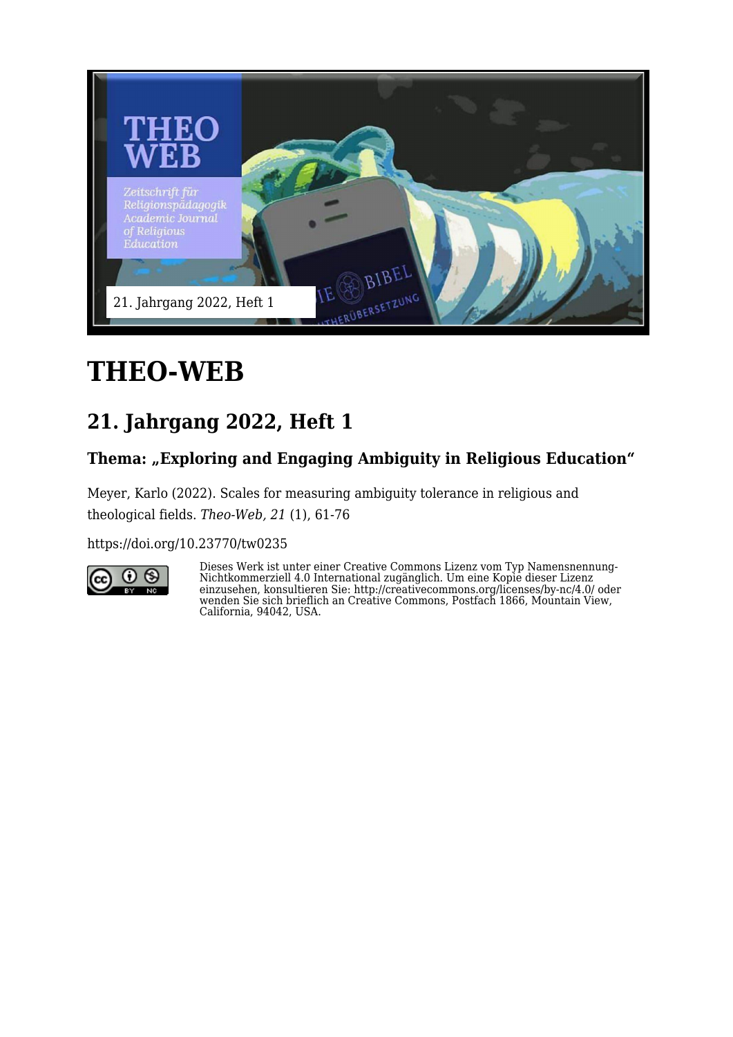# THEO-WEB

## 21. Jahrgang 2022, Heft 1

### Thema: „Exploring and Engaging Ambiguity in Religious Education“

Meyer, Karlo (2022). Scales for measuring ambiguity tolerance in religious and theological fields. *Theo-Web, 21* (1), 61-76

https://doi.org/10.23770/tw0235

Dieses Werk ist unter einer Creative Commons Lizenz vom Typ Namensnennung-Nichtkommerziell 4.0 International zugänglich. Um eine Kopie dieser Lizenz einzusehen, konsultieren Sie: http://creativecommons.org/licenses/by-nc/4.0/ oder wenden Sie sich brieflich an Creative Commons, Postfach 1866, Mountain View, California, 94042, USA.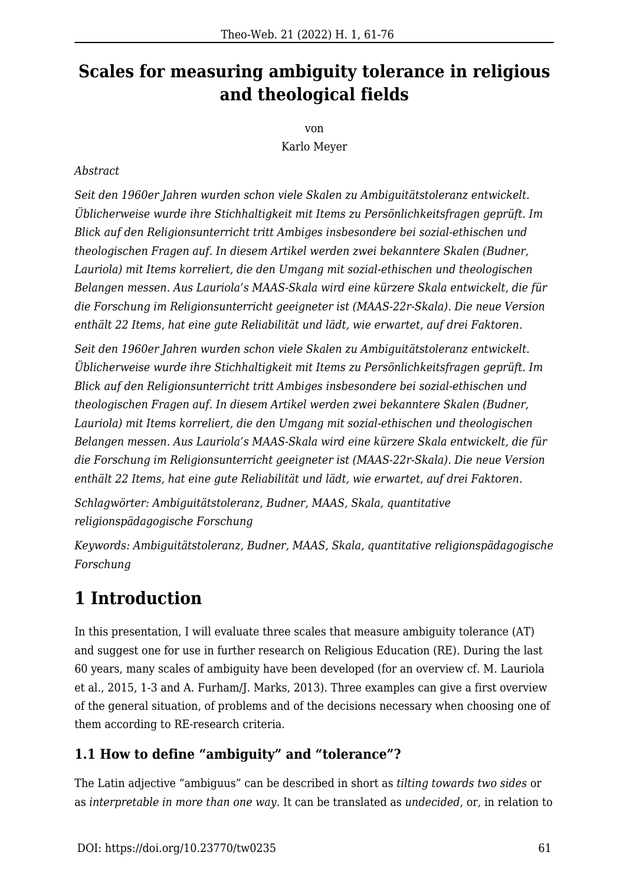# Scales for measuring ambiguity tolerance in religious and theological fields

von

Karlo Meyer

*Abstract*

*Seit den 1960er Jahren wurden schon viele Skalen zu Ambiguitätstoleranz entwickelt. Üblicherweise wurde ihre Stichhaltigkeit mit Items zu Persönlichkeitsfragen geprüft. Im Blick auf den Religionsunterricht tritt Ambiges insbesondere bei sozial-ethischen und theologischen Fragen auf. In diesem Artikel werden zwei bekanntere Skalen (Budner, Lauriola) mit Items korreliert, die den Umgang mit sozial-ethischen und theologischen Belangen messen. Aus Lauriola's MAAS-Skala wird eine kürzere Skala entwickelt, die für die Forschung im Religionsunterricht geeigneter ist (MAAS-22r-Skala). Die neue Version enthält 22 Items, hat eine gute Reliabilität und lädt, wie erwartet, auf drei Faktoren.*

*Seit den 1960er Jahren wurden schon viele Skalen zu Ambiguitätstoleranz entwickelt. Üblicherweise wurde ihre Stichhaltigkeit mit Items zu Persönlichkeitsfragen geprüft. Im Blick auf den Religionsunterricht tritt Ambiges insbesondere bei sozial-ethischen und theologischen Fragen auf. In diesem Artikel werden zwei bekanntere Skalen (Budner, Lauriola) mit Items korreliert, die den Umgang mit sozial-ethischen und theologischen Belangen messen. Aus Lauriola's MAAS-Skala wird eine kürzere Skala entwickelt, die für die Forschung im Religionsunterricht geeigneter ist (MAAS-22r-Skala). Die neue Version enthält 22 Items, hat eine gute Reliabilität und lädt, wie erwartet, auf drei Faktoren.*

*Schlagwörter: Ambiguitätstoleranz, Budner, MAAS, Skala, quantitative religionspädagogische Forschung*

*Keywords: Ambiguitätstoleranz, Budner, MAAS, Skala, quantitative religionspädagogische Forschung*

## 1 Introduction

In this presentation, I will evaluate three scales that measure ambiguity tolerance (AT) and suggest one for use in further research on Religious Education (RE). During the last 60 years, many scales of ambiguity have been developed (for an overview cf. M. Lauriola et al., 2015, 1-3 and A. Furham/J. Marks, 2013). Three examples can give a first overview of the general situation, of problems and of the decisions necessary when choosing one of them according to RE-research criteria.

### 1.1 How to define "ambiguity" and "tolerance"?

The Latin adjective "ambiguus" can be described in short as *tilting towards two sides* or as *interpretable in more than one way*. It can be translated as *undecided*, or, in relation to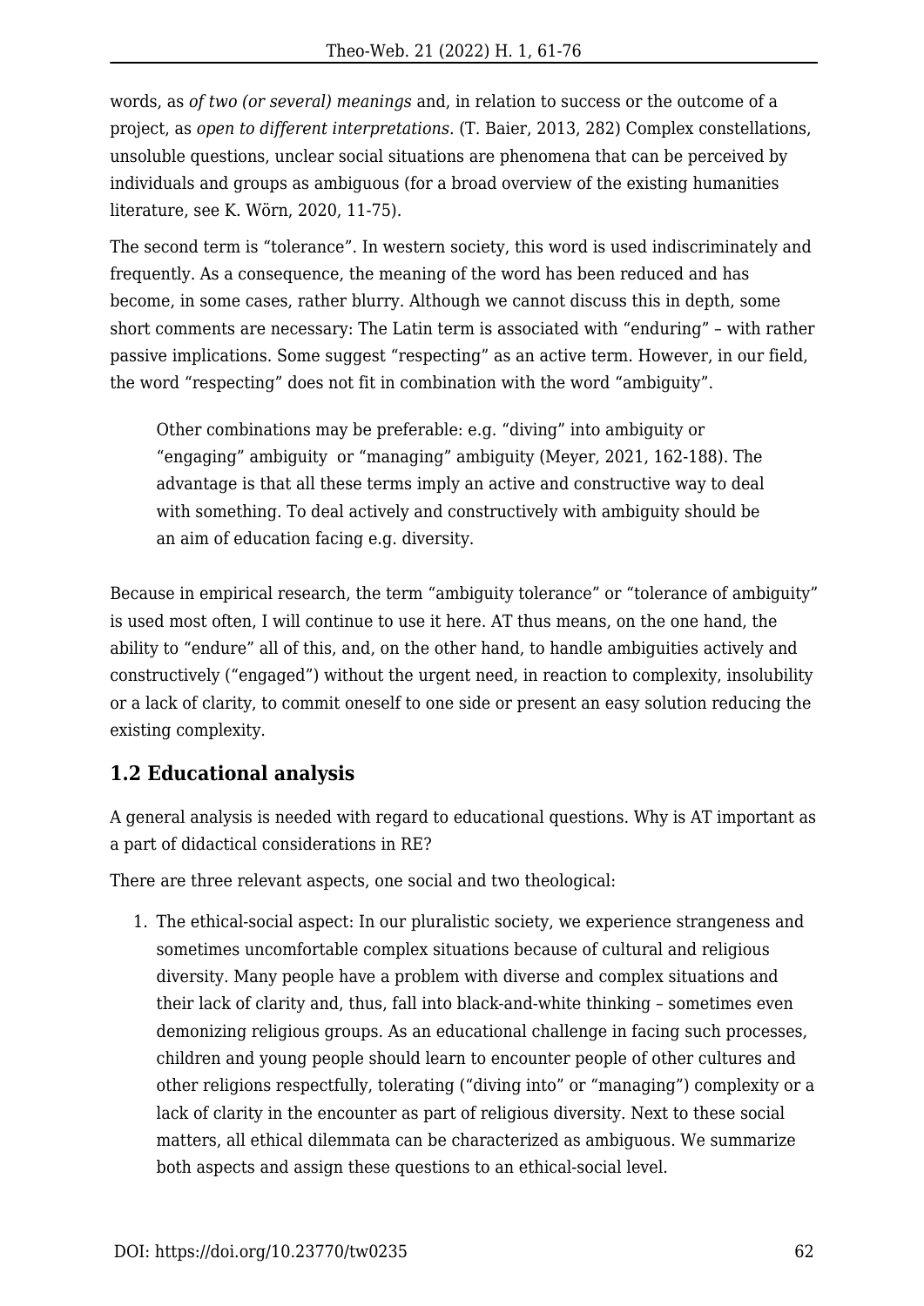words, as *of two (or several) meanings* and, in relation to success or the outcome of a project, as *open to different interpretations*. (T. Baier, 2013, 282) Complex constellations, unsoluble questions, unclear social situations are phenomena that can be perceived by individuals and groups as ambiguous (for a broad overview of the existing humanities literature, see K. Wörn, 2020, 11-75).

The second term is "tolerance". In western society, this word is used indiscriminately and frequently. As a consequence, the meaning of the word has been reduced and has become, in some cases, rather blurry. Although we cannot discuss this in depth, some short comments are necessary: The Latin term is associated with "enduring" – with rather passive implications. Some suggest "respecting" as an active term. However, in our field, the word "respecting" does not fit in combination with the word "ambiguity".

> Other combinations may be preferable: e.g. "diving" into ambiguity or "engaging" ambiguity or "managing" ambiguity (Meyer, 2021, 162-188). The advantage is that all these terms imply an active and constructive way to deal with something. To deal actively and constructively with ambiguity should be an aim of education facing e.g. diversity.

Because in empirical research, the term "ambiguity tolerance" or "tolerance of ambiguity" is used most often, I will continue to use it here. AT thus means, on the one hand, the ability to "endure" all of this, and, on the other hand, to handle ambiguities actively and constructively ("engaged") without the urgent need, in reaction to complexity, insolubility or a lack of clarity, to commit oneself to one side or present an easy solution reducing the existing complexity.

### 1.2 Educational analysis

A general analysis is needed with regard to educational questions. Why is AT important as a part of didactical considerations in RE?

There are three relevant aspects, one social and two theological:

1. The ethical-social aspect: In our pluralistic society, we experience strangeness and sometimes uncomfortable complex situations because of cultural and religious diversity. Many people have a problem with diverse and complex situations and their lack of clarity and, thus, fall into black-and-white thinking – sometimes even demonizing religious groups. As an educational challenge in facing such processes, children and young people should learn to encounter people of other cultures and other religions respectfully, tolerating ("diving into" or "managing") complexity or a lack of clarity in the encounter as part of religious diversity. Next to these social matters, all ethical dilemmata can be characterized as ambiguous. We summarize both aspects and assign these questions to an ethical-social level.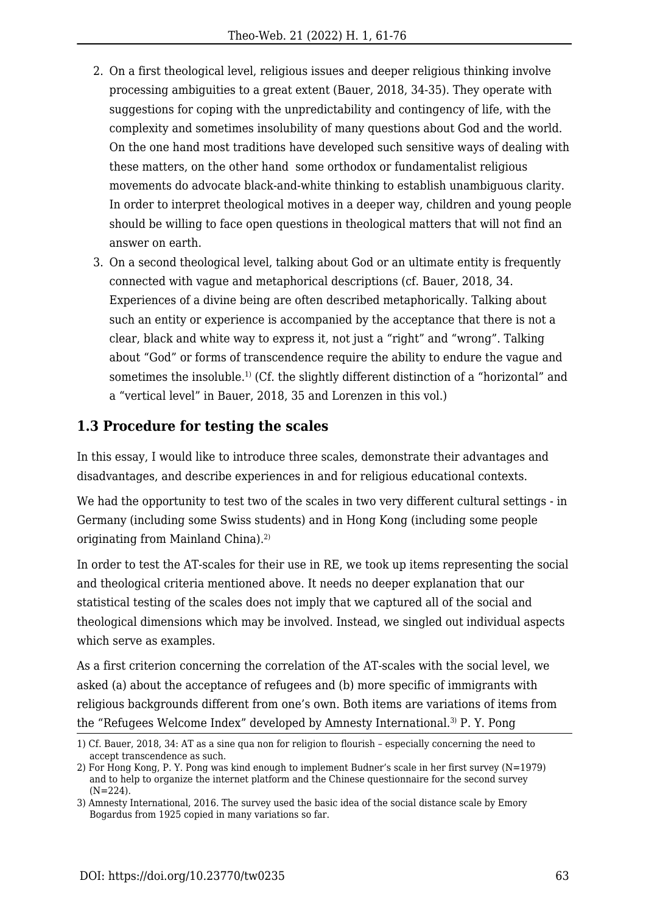2. On a first theological level, religious issues and deeper religious thinking involve processing ambiguities to a great extent (Bauer, 2018, 34-35). They operate with suggestions for coping with the unpredictability and contingency of life, with the complexity and sometimes insolubility of many questions about God and the world. On the one hand most traditions have developed such sensitive ways of dealing with these matters, on the other hand some orthodox or fundamentalist religious movements do advocate black-and-white thinking to establish unambiguous clarity. In order to interpret theological motives in a deeper way, children and young people should be willing to face open questions in theological matters that will not find an answer on earth.
3. On a second theological level, talking about God or an ultimate entity is frequently connected with vague and metaphorical descriptions (cf. Bauer, 2018, 34. Experiences of a divine being are often described metaphorically. Talking about such an entity or experience is accompanied by the acceptance that there is not a clear, black and white way to express it, not just a "right" and "wrong". Talking about "God" or forms of transcendence require the ability to endure the vague and sometimes the insoluble.[1] (Cf. the slightly different distinction of a "horizontal" and a "vertical level" in Bauer, 2018, 35 and Lorenzen in this vol.)

## 1.3 Procedure for testing the scales

In this essay, I would like to introduce three scales, demonstrate their advantages and disadvantages, and describe experiences in and for religious educational contexts.

We had the opportunity to test two of the scales in two very different cultural settings - in Germany (including some Swiss students) and in Hong Kong (including some people originating from Mainland China).[2]

In order to test the AT-scales for their use in RE, we took up items representing the social and theological criteria mentioned above. It needs no deeper explanation that our statistical testing of the scales does not imply that we captured all of the social and theological dimensions which may be involved. Instead, we singled out individual aspects which serve as examples.

As a first criterion concerning the correlation of the AT-scales with the social level, we asked (a) about the acceptance of refugees and (b) more specific of immigrants with religious backgrounds different from one's own. Both items are variations of items from the "Refugees Welcome Index" developed by Amnesty International.[3] P. Y. Pong

---

1) Cf. Bauer, 2018, 34: AT as a sine qua non for religion to flourish – especially concerning the need to accept transcendence as such.

2) For Hong Kong, P. Y. Pong was kind enough to implement Budner's scale in her first survey (N=1979) and to help to organize the internet platform and the Chinese questionnaire for the second survey (N=224).

3) Amnesty International, 2016. The survey used the basic idea of the social distance scale by Emory Bogardus from 1925 copied in many variations so far.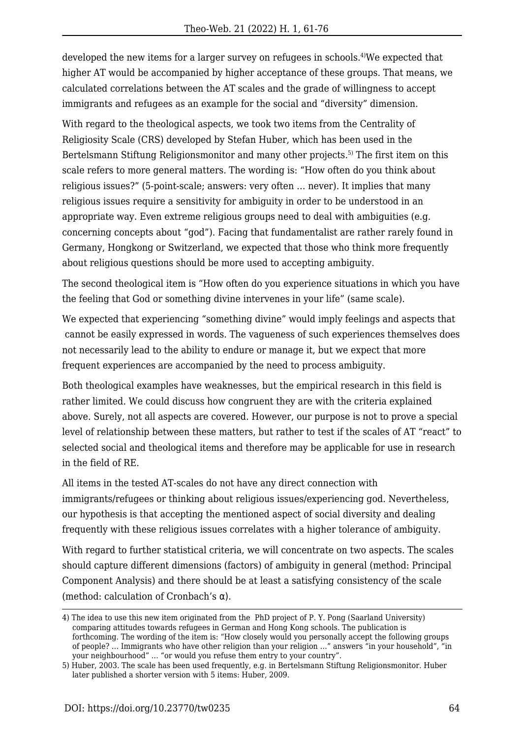developed the new items for a larger survey on refugees in schools.[4]We expected that higher AT would be accompanied by higher acceptance of these groups. That means, we calculated correlations between the AT scales and the grade of willingness to accept immigrants and refugees as an example for the social and "diversity" dimension.

With regard to the theological aspects, we took two items from the Centrality of Religiosity Scale (CRS) developed by Stefan Huber, which has been used in the Bertelsmann Stiftung Religionsmonitor and many other projects.[5] The first item on this scale refers to more general matters. The wording is: "How often do you think about religious issues?" (5-point-scale; answers: very often … never). It implies that many religious issues require a sensitivity for ambiguity in order to be understood in an appropriate way. Even extreme religious groups need to deal with ambiguities (e.g. concerning concepts about "god"). Facing that fundamentalist are rather rarely found in Germany, Hongkong or Switzerland, we expected that those who think more frequently about religious questions should be more used to accepting ambiguity.

The second theological item is "How often do you experience situations in which you have the feeling that God or something divine intervenes in your life" (same scale).

We expected that experiencing "something divine" would imply feelings and aspects that cannot be easily expressed in words. The vagueness of such experiences themselves does not necessarily lead to the ability to endure or manage it, but we expect that more frequent experiences are accompanied by the need to process ambiguity.

Both theological examples have weaknesses, but the empirical research in this field is rather limited. We could discuss how congruent they are with the criteria explained above. Surely, not all aspects are covered. However, our purpose is not to prove a special level of relationship between these matters, but rather to test if the scales of AT "react" to selected social and theological items and therefore may be applicable for use in research in the field of RE.

All items in the tested AT-scales do not have any direct connection with immigrants/refugees or thinking about religious issues/experiencing god. Nevertheless, our hypothesis is that accepting the mentioned aspect of social diversity and dealing frequently with these religious issues correlates with a higher tolerance of ambiguity.

With regard to further statistical criteria, we will concentrate on two aspects. The scales should capture different dimensions (factors) of ambiguity in general (method: Principal Component Analysis) and there should be at least a satisfying consistency of the scale (method: calculation of Cronbach's α).

---

4) The idea to use this new item originated from the PhD project of P. Y. Pong (Saarland University) comparing attitudes towards refugees in German and Hong Kong schools. The publication is forthcoming. The wording of the item is: "How closely would you personally accept the following groups of people? … Immigrants who have other religion than your religion …" answers "in your household", "in your neighbourhood" … "or would you refuse them entry to your country".

5) Huber, 2003. The scale has been used frequently, e.g. in Bertelsmann Stiftung Religionsmonitor. Huber later published a shorter version with 5 items: Huber, 2009.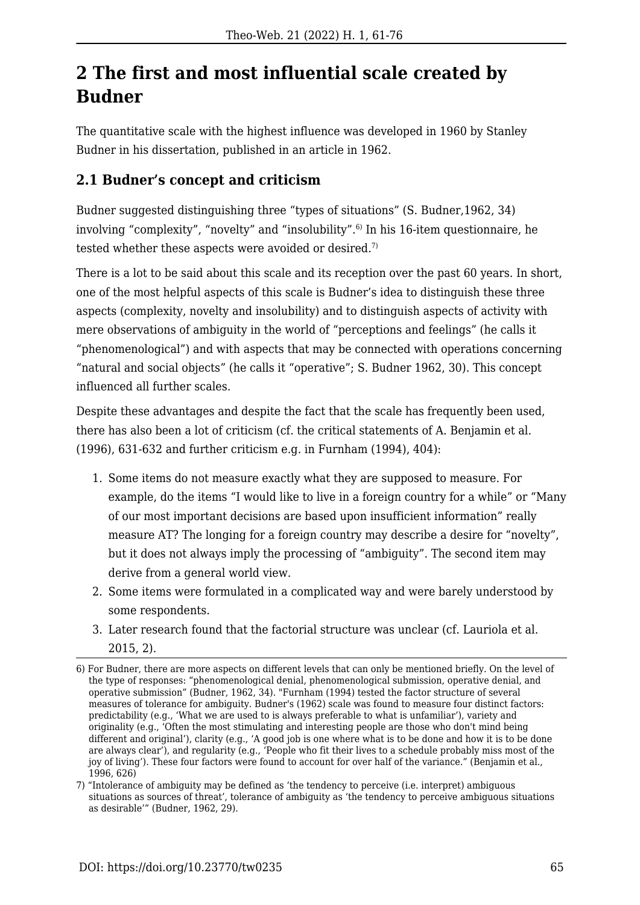# 2 The first and most influential scale created by Budner

The quantitative scale with the highest influence was developed in 1960 by Stanley Budner in his dissertation, published in an article in 1962.

## 2.1 Budner's concept and criticism

Budner suggested distinguishing three "types of situations" (S. Budner,1962, 34) involving "complexity", "novelty" and "insolubility".[6] In his 16-item questionnaire, he tested whether these aspects were avoided or desired.[7]

There is a lot to be said about this scale and its reception over the past 60 years. In short, one of the most helpful aspects of this scale is Budner's idea to distinguish these three aspects (complexity, novelty and insolubility) and to distinguish aspects of activity with mere observations of ambiguity in the world of "perceptions and feelings" (he calls it "phenomenological") and with aspects that may be connected with operations concerning "natural and social objects" (he calls it "operative"; S. Budner 1962, 30). This concept influenced all further scales.

Despite these advantages and despite the fact that the scale has frequently been used, there has also been a lot of criticism (cf. the critical statements of A. Benjamin et al. (1996), 631-632 and further criticism e.g. in Furnham (1994), 404):

1. Some items do not measure exactly what they are supposed to measure. For example, do the items "I would like to live in a foreign country for a while" or "Many of our most important decisions are based upon insufficient information" really measure AT? The longing for a foreign country may describe a desire for "novelty", but it does not always imply the processing of "ambiguity". The second item may derive from a general world view.
2. Some items were formulated in a complicated way and were barely understood by some respondents.
3. Later research found that the factorial structure was unclear (cf. Lauriola et al. 2015, 2).

---

6) For Budner, there are more aspects on different levels that can only be mentioned briefly. On the level of the type of responses: "phenomenological denial, phenomenological submission, operative denial, and operative submission" (Budner, 1962, 34). "Furnham (1994) tested the factor structure of several measures of tolerance for ambiguity. Budner's (1962) scale was found to measure four distinct factors: predictability (e.g., 'What we are used to is always preferable to what is unfamiliar'), variety and originality (e.g., 'Often the most stimulating and interesting people are those who don't mind being different and original'), clarity (e.g., 'A good job is one where what is to be done and how it is to be done are always clear'), and regularity (e.g., 'People who fit their lives to a schedule probably miss most of the joy of living'). These four factors were found to account for over half of the variance." (Benjamin et al., 1996, 626)

7) "Intolerance of ambiguity may be defined as 'the tendency to perceive (i.e. interpret) ambiguous situations as sources of threat', tolerance of ambiguity as 'the tendency to perceive ambiguous situations as desirable'" (Budner, 1962, 29).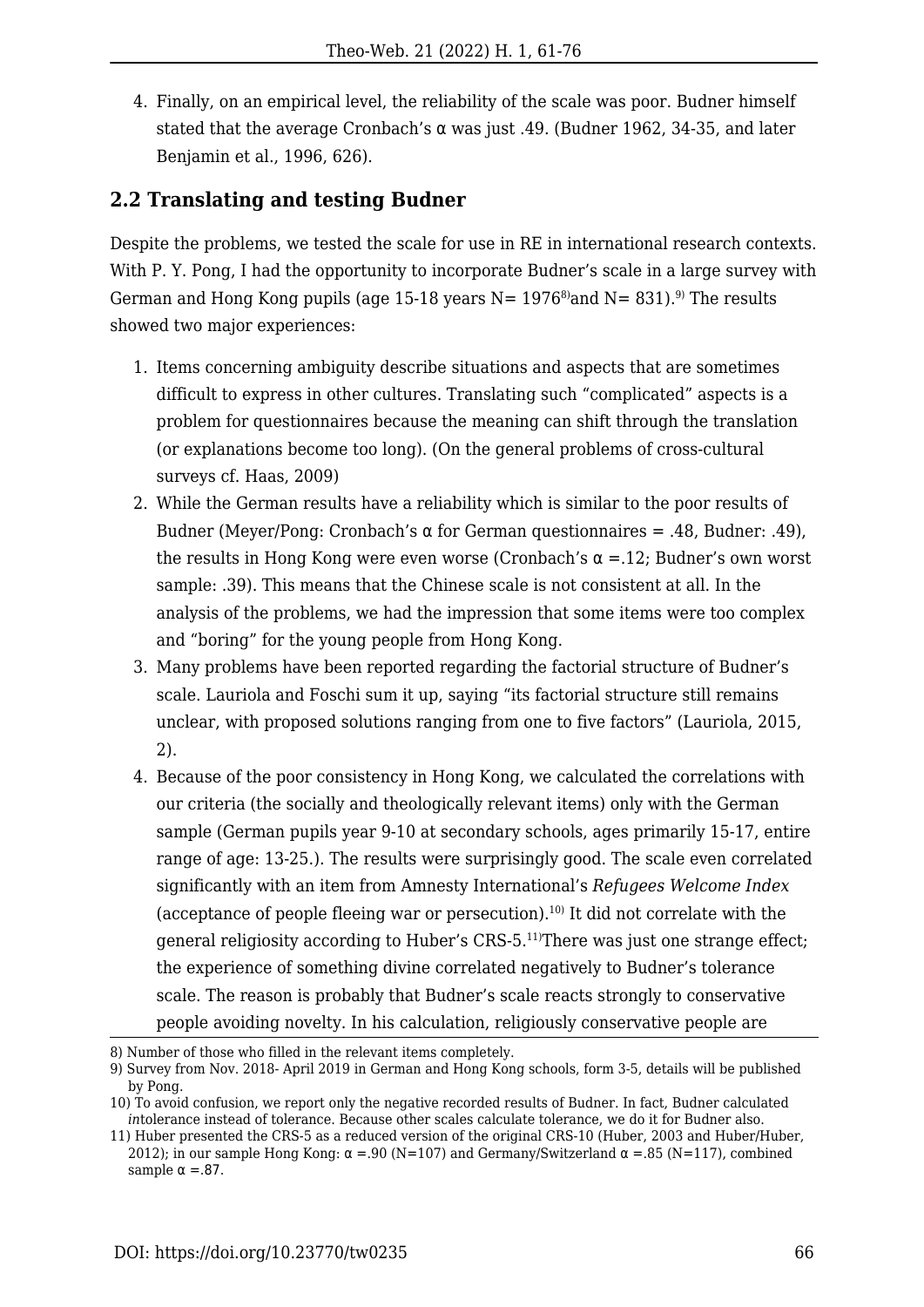4. Finally, on an empirical level, the reliability of the scale was poor. Budner himself stated that the average Cronbach's α was just .49. (Budner 1962, 34-35, and later Benjamin et al., 1996, 626).

## 2.2 Translating and testing Budner

Despite the problems, we tested the scale for use in RE in international research contexts. With P. Y. Pong, I had the opportunity to incorporate Budner's scale in a large survey with German and Hong Kong pupils (age 15-18 years N= 1976[8] and N= 831).[9] The results showed two major experiences:

1. Items concerning ambiguity describe situations and aspects that are sometimes difficult to express in other cultures. Translating such "complicated" aspects is a problem for questionnaires because the meaning can shift through the translation (or explanations become too long). (On the general problems of cross-cultural surveys cf. Haas, 2009)
2. While the German results have a reliability which is similar to the poor results of Budner (Meyer/Pong: Cronbach's α for German questionnaires = .48, Budner: .49), the results in Hong Kong were even worse (Cronbach's α =.12; Budner's own worst sample: .39). This means that the Chinese scale is not consistent at all. In the analysis of the problems, we had the impression that some items were too complex and "boring" for the young people from Hong Kong.
3. Many problems have been reported regarding the factorial structure of Budner's scale. Lauriola and Foschi sum it up, saying "its factorial structure still remains unclear, with proposed solutions ranging from one to five factors" (Lauriola, 2015, 2).
4. Because of the poor consistency in Hong Kong, we calculated the correlations with our criteria (the socially and theologically relevant items) only with the German sample (German pupils year 9-10 at secondary schools, ages primarily 15-17, entire range of age: 13-25.). The results were surprisingly good. The scale even correlated significantly with an item from Amnesty International's *Refugees Welcome Index* (acceptance of people fleeing war or persecution).[10] It did not correlate with the general religiosity according to Huber's CRS-5.[11] There was just one strange effect; the experience of something divine correlated negatively to Budner's tolerance scale. The reason is probably that Budner's scale reacts strongly to conservative people avoiding novelty. In his calculation, religiously conservative people are

---

8) Number of those who filled in the relevant items completely.

9) Survey from Nov. 2018- April 2019 in German and Hong Kong schools, form 3-5, details will be published by Pong.

10) To avoid confusion, we report only the negative recorded results of Budner. In fact, Budner calculated *in*tolerance instead of tolerance. Because other scales calculate tolerance, we do it for Budner also.

11) Huber presented the CRS-5 as a reduced version of the original CRS-10 (Huber, 2003 and Huber/Huber, 2012); in our sample Hong Kong: α =.90 (N=107) and Germany/Switzerland α =.85 (N=117), combined sample α =.87.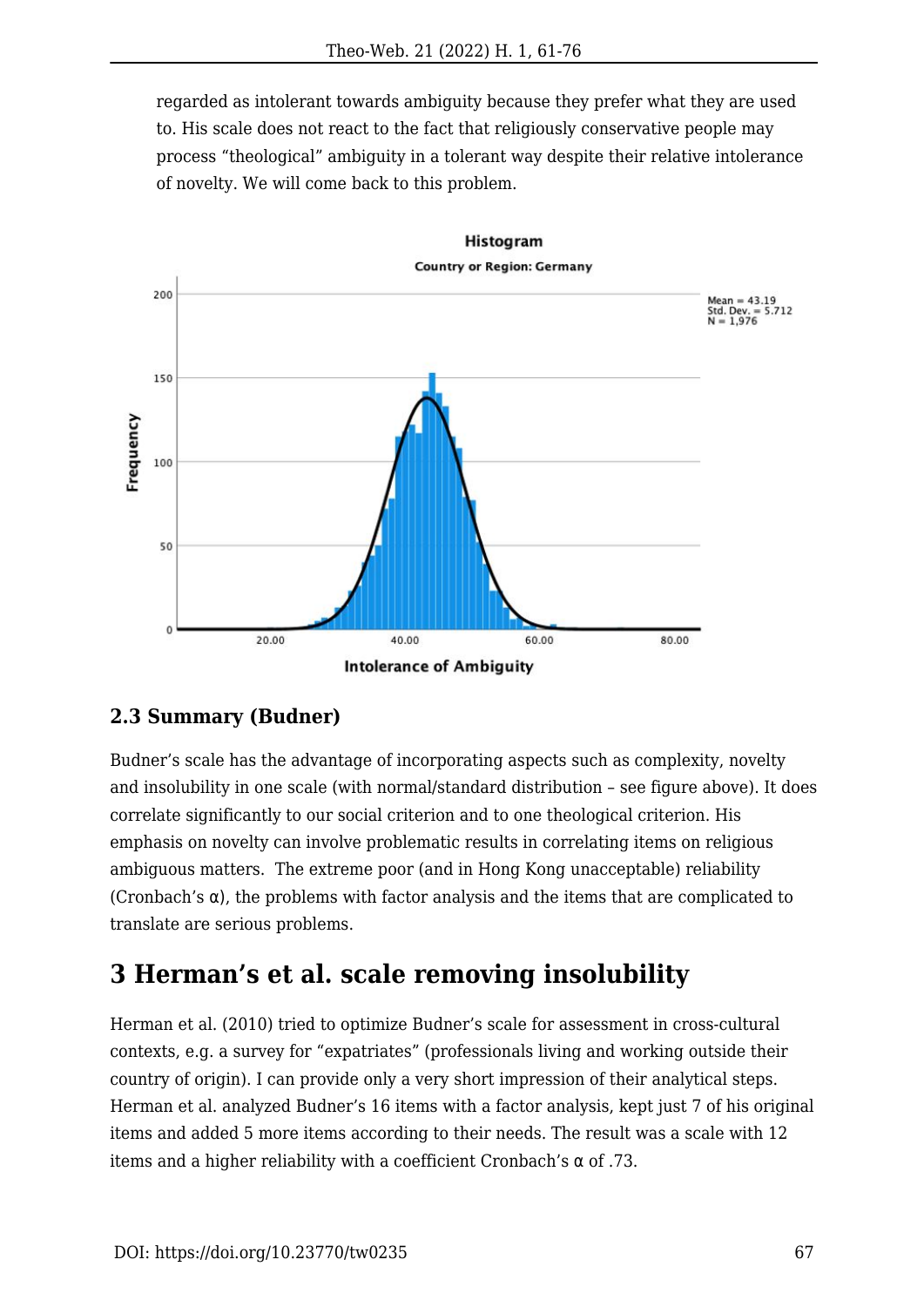regarded as intolerant towards ambiguity because they prefer what they are used to. His scale does not react to the fact that religiously conservative people may process "theological" ambiguity in a tolerant way despite their relative intolerance of novelty. We will come back to this problem.

Histogram

Country or Region: Germany

Mean = 43.19
Std. Dev. = 5.712
N = 1,976

Frequency

200
150
100
50
0

20.00
40.00
60.00
80.00

Intolerance of Ambiguity

### 2.3 Summary (Budner)

Budner's scale has the advantage of incorporating aspects such as complexity, novelty and insolubility in one scale (with normal/standard distribution – see figure above). It does correlate significantly to our social criterion and to one theological criterion. His emphasis on novelty can involve problematic results in correlating items on religious ambiguous matters. The extreme poor (and in Hong Kong unacceptable) reliability (Cronbach's α), the problems with factor analysis and the items that are complicated to translate are serious problems.

## 3 Herman's et al. scale removing insolubility

Herman et al. (2010) tried to optimize Budner's scale for assessment in cross-cultural contexts, e.g. a survey for "expatriates" (professionals living and working outside their country of origin). I can provide only a very short impression of their analytical steps. Herman et al. analyzed Budner's 16 items with a factor analysis, kept just 7 of his original items and added 5 more items according to their needs. The result was a scale with 12 items and a higher reliability with a coefficient Cronbach's α of .73.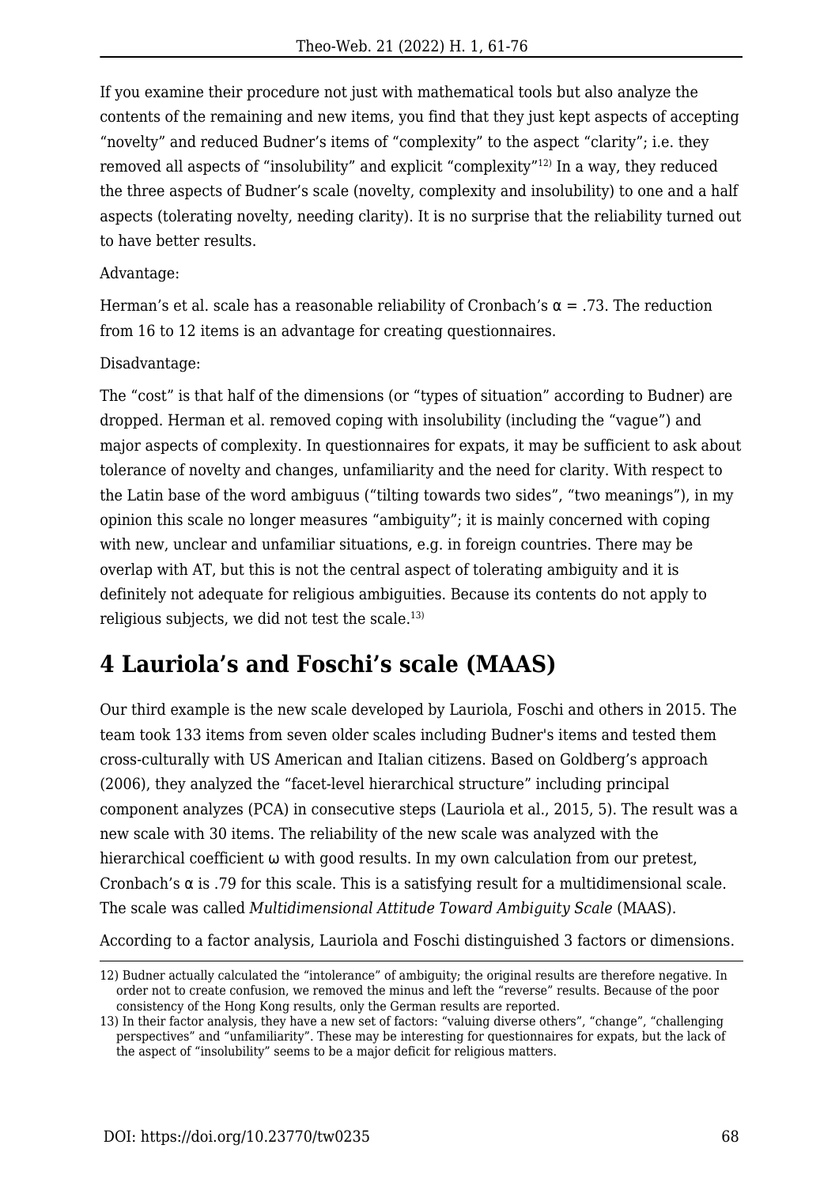If you examine their procedure not just with mathematical tools but also analyze the contents of the remaining and new items, you find that they just kept aspects of accepting "novelty" and reduced Budner's items of "complexity" to the aspect "clarity"; i.e. they removed all aspects of "insolubility" and explicit "complexity"[12] In a way, they reduced the three aspects of Budner's scale (novelty, complexity and insolubility) to one and a half aspects (tolerating novelty, needing clarity). It is no surprise that the reliability turned out to have better results.

Advantage:

Herman's et al. scale has a reasonable reliability of Cronbach's $\alpha = .73$. The reduction from 16 to 12 items is an advantage for creating questionnaires.

Disadvantage:

The "cost" is that half of the dimensions (or "types of situation" according to Budner) are dropped. Herman et al. removed coping with insolubility (including the "vague") and major aspects of complexity. In questionnaires for expats, it may be sufficient to ask about tolerance of novelty and changes, unfamiliarity and the need for clarity. With respect to the Latin base of the word ambiguus ("tilting towards two sides", "two meanings"), in my opinion this scale no longer measures "ambiguity"; it is mainly concerned with coping with new, unclear and unfamiliar situations, e.g. in foreign countries. There may be overlap with AT, but this is not the central aspect of tolerating ambiguity and it is definitely not adequate for religious ambiguities. Because its contents do not apply to religious subjects, we did not test the scale.[13]

## 4 Lauriola's and Foschi's scale (MAAS)

Our third example is the new scale developed by Lauriola, Foschi and others in 2015. The team took 133 items from seven older scales including Budner's items and tested them cross-culturally with US American and Italian citizens. Based on Goldberg's approach (2006), they analyzed the "facet-level hierarchical structure" including principal component analyzes (PCA) in consecutive steps (Lauriola et al., 2015, 5). The result was a new scale with 30 items. The reliability of the new scale was analyzed with the hierarchical coefficient ω with good results. In my own calculation from our pretest, Cronbach's $\alpha$ is .79 for this scale. This is a satisfying result for a multidimensional scale. The scale was called *Multidimensional Attitude Toward Ambiguity Scale* (MAAS).

According to a factor analysis, Lauriola and Foschi distinguished 3 factors or dimensions.

---

12) Budner actually calculated the "intolerance" of ambiguity; the original results are therefore negative. In order not to create confusion, we removed the minus and left the "reverse" results. Because of the poor consistency of the Hong Kong results, only the German results are reported.

13) In their factor analysis, they have a new set of factors: "valuing diverse others", "change", "challenging perspectives" and "unfamiliarity". These may be interesting for questionnaires for expats, but the lack of the aspect of "insolubility" seems to be a major deficit for religious matters.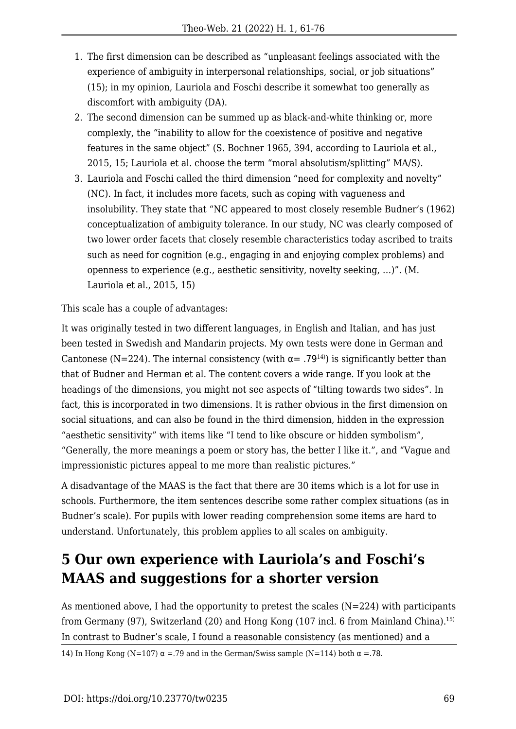1. The first dimension can be described as "unpleasant feelings associated with the experience of ambiguity in interpersonal relationships, social, or job situations" (15); in my opinion, Lauriola and Foschi describe it somewhat too generally as discomfort with ambiguity (DA).
2. The second dimension can be summed up as black-and-white thinking or, more complexly, the "inability to allow for the coexistence of positive and negative features in the same object" (S. Bochner 1965, 394, according to Lauriola et al., 2015, 15; Lauriola et al. choose the term "moral absolutism/splitting" MA/S).
3. Lauriola and Foschi called the third dimension "need for complexity and novelty" (NC). In fact, it includes more facets, such as coping with vagueness and insolubility. They state that "NC appeared to most closely resemble Budner's (1962) conceptualization of ambiguity tolerance. In our study, NC was clearly composed of two lower order facets that closely resemble characteristics today ascribed to traits such as need for cognition (e.g., engaging in and enjoying complex problems) and openness to experience (e.g., aesthetic sensitivity, novelty seeking, …)". (M. Lauriola et al., 2015, 15)

This scale has a couple of advantages:

It was originally tested in two different languages, in English and Italian, and has just been tested in Swedish and Mandarin projects. My own tests were done in German and Cantonese (N=224). The internal consistency (with $\alpha = .79$[14]) is significantly better than that of Budner and Herman et al. The content covers a wide range. If you look at the headings of the dimensions, you might not see aspects of "tilting towards two sides". In fact, this is incorporated in two dimensions. It is rather obvious in the first dimension on social situations, and can also be found in the third dimension, hidden in the expression "aesthetic sensitivity" with items like "I tend to like obscure or hidden symbolism", "Generally, the more meanings a poem or story has, the better I like it.", and "Vague and impressionistic pictures appeal to me more than realistic pictures."

A disadvantage of the MAAS is the fact that there are 30 items which is a lot for use in schools. Furthermore, the item sentences describe some rather complex situations (as in Budner's scale). For pupils with lower reading comprehension some items are hard to understand. Unfortunately, this problem applies to all scales on ambiguity.

## 5 Our own experience with Lauriola's and Foschi's MAAS and suggestions for a shorter version

As mentioned above, I had the opportunity to pretest the scales (N=224) with participants from Germany (97), Switzerland (20) and Hong Kong (107 incl. 6 from Mainland China).[15] In contrast to Budner's scale, I found a reasonable consistency (as mentioned) and a

14) In Hong Kong (N=107) $\alpha = .79$ and in the German/Swiss sample (N=114) both $\alpha = .78$.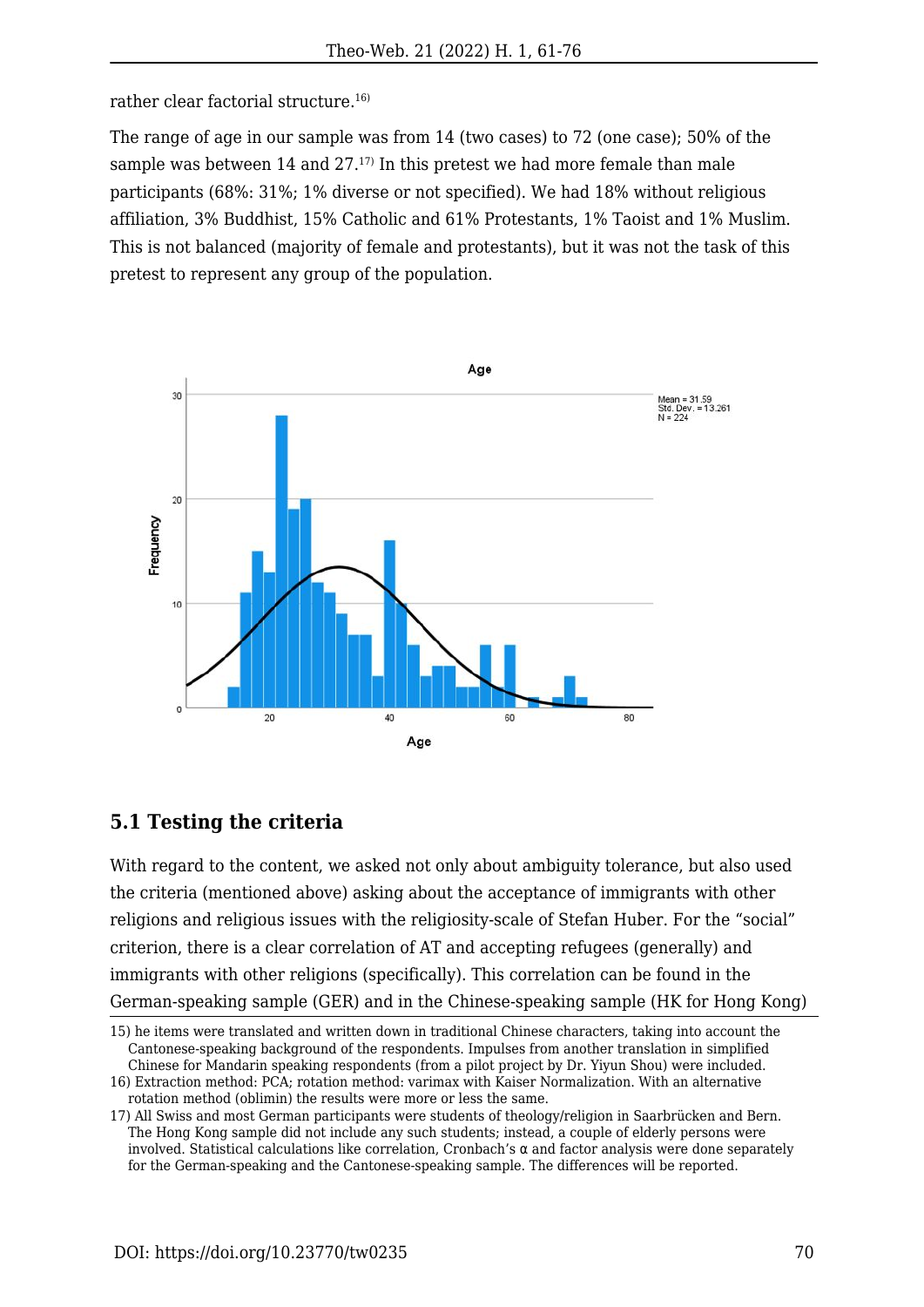rather clear factorial structure.[16)]

The range of age in our sample was from 14 (two cases) to 72 (one case); 50% of the sample was between 14 and 27.[17)] In this pretest we had more female than male participants (68%: 31%; 1% diverse or not specified). We had 18% without religious affiliation, 3% Buddhist, 15% Catholic and 61% Protestants, 1% Taoist and 1% Muslim. This is not balanced (majority of female and protestants), but it was not the task of this pretest to represent any group of the population.

Age

Mean = 31.59
Std. Dev. = 13.261
N = 224

Frequency

0
10
20
30

20
40
60
80

Age

## 5.1 Testing the criteria

With regard to the content, we asked not only about ambiguity tolerance, but also used the criteria (mentioned above) asking about the acceptance of immigrants with other religions and religious issues with the religiosity-scale of Stefan Huber. For the "social" criterion, there is a clear correlation of AT and accepting refugees (generally) and immigrants with other religions (specifically). This correlation can be found in the German-speaking sample (GER) and in the Chinese-speaking sample (HK for Hong Kong)

15) he items were translated and written down in traditional Chinese characters, taking into account the Cantonese-speaking background of the respondents. Impulses from another translation in simplified Chinese for Mandarin speaking respondents (from a pilot project by Dr. Yiyun Shou) were included.

16) Extraction method: PCA; rotation method: varimax with Kaiser Normalization. With an alternative rotation method (oblimin) the results were more or less the same.

17) All Swiss and most German participants were students of theology/religion in Saarbrücken and Bern. The Hong Kong sample did not include any such students; instead, a couple of elderly persons were involved. Statistical calculations like correlation, Cronbach's α and factor analysis were done separately for the German-speaking and the Cantonese-speaking sample. The differences will be reported.

DOI: https://doi.org/10.23770/tw0235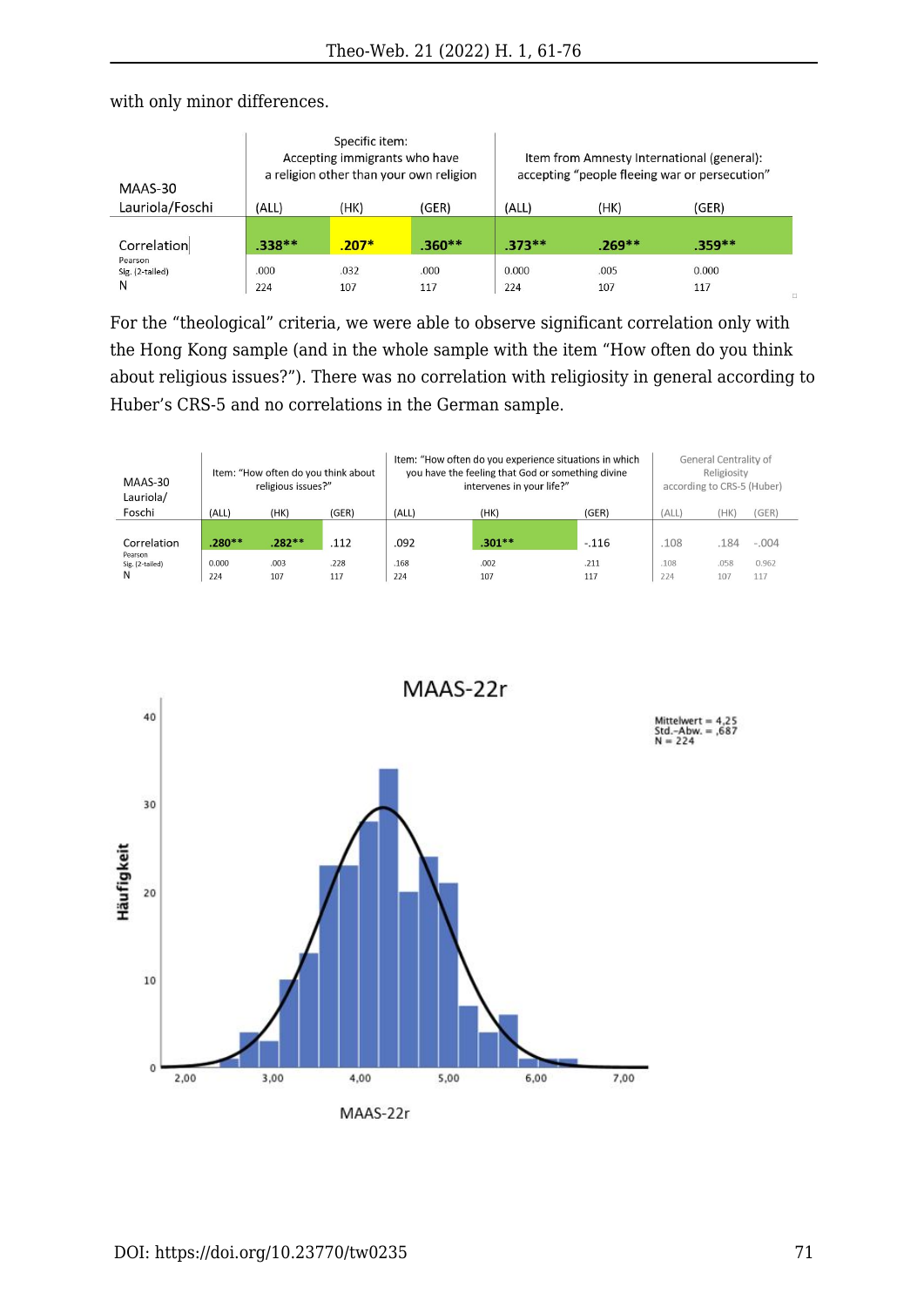with only minor differences.

| MAAS-30 Lauriola/Foschi | Specific item: Accepting immigrants who have a religion other than your own religion | | | Item from Amnesty International (general): accepting "people fleeing war or persecution" | | |
|---|---|---|---|---|---|---|
| | (ALL) | (HK) | (GER) | (ALL) | (HK) | (GER) |
| Correlation Pearson | .338** | .207* | .360** | .373** | .269** | .359** |
| Sig. (2-tailed) | .000 | .032 | .000 | 0.000 | .005 | 0.000 |
| N | 224 | 107 | 117 | 224 | 107 | 117 |

For the "theological" criteria, we were able to observe significant correlation only with the Hong Kong sample (and in the whole sample with the item "How often do you think about religious issues?"). There was no correlation with religiosity in general according to Huber's CRS-5 and no correlations in the German sample.

| MAAS-30 Lauriola/ Foschi | Item: "How often do you think about religious issues?" | | | Item: "How often do you experience situations in which you have the feeling that God or something divine intervenes in your life?" | | | General Centrality of Religiosity according to CRS-5 (Huber) | | |
|---|---|---|---|---|---|---|---|---|---|
| | (ALL) | (HK) | (GER) | (ALL) | (HK) | (GER) | (ALL) | (HK) | (GER) |
| Correlation Pearson | .280** | .282** | .112 | .092 | .301** | -.116 | .108 | .184 | -.004 |
| Sig. (2-tailed) | 0.000 | .003 | .228 | .168 | .002 | .211 | .108 | .058 | 0.962 |
| N | 224 | 107 | 117 | 224 | 107 | 117 | 224 | 107 | 117 |

MAAS-22r

Mittelwert = 4,25
Std.-Abw. = ,687
N = 224

Häufigkeit

0
10
20
30
40

2,00
3,00
4,00
5,00
6,00
7,00

MAAS-22r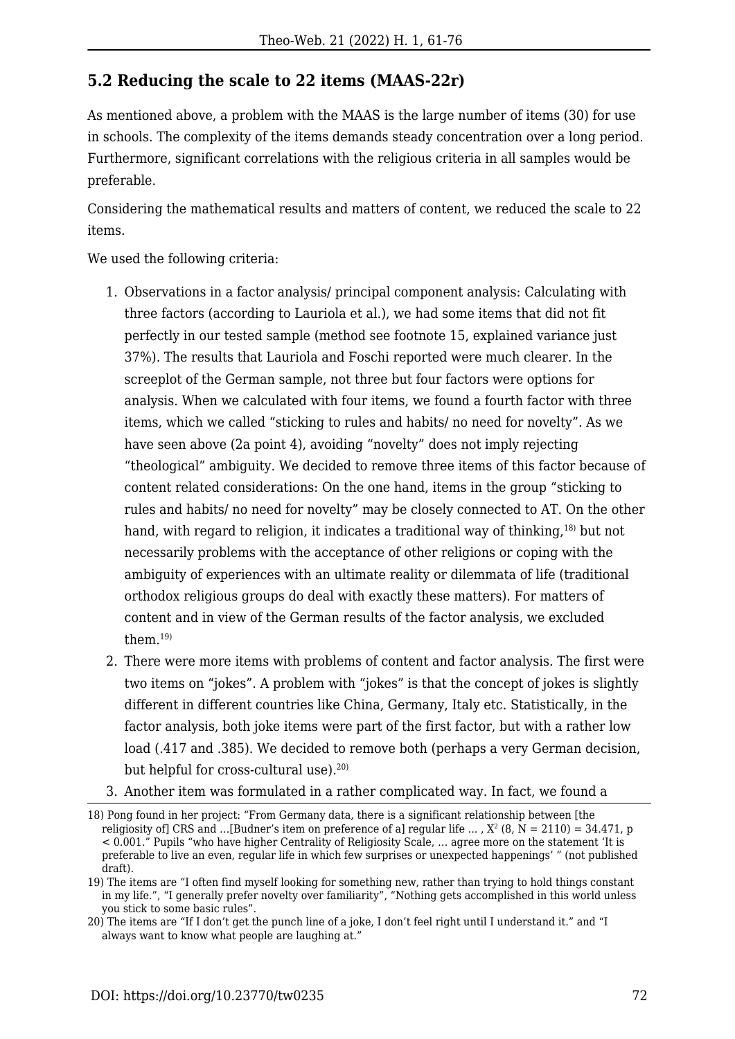## 5.2 Reducing the scale to 22 items (MAAS-22r)

As mentioned above, a problem with the MAAS is the large number of items (30) for use in schools. The complexity of the items demands steady concentration over a long period. Furthermore, significant correlations with the religious criteria in all samples would be preferable.

Considering the mathematical results and matters of content, we reduced the scale to 22 items.

We used the following criteria:

1. Observations in a factor analysis/ principal component analysis: Calculating with three factors (according to Lauriola et al.), we had some items that did not fit perfectly in our tested sample (method see footnote 15, explained variance just 37%). The results that Lauriola and Foschi reported were much clearer. In the screeplot of the German sample, not three but four factors were options for analysis. When we calculated with four items, we found a fourth factor with three items, which we called "sticking to rules and habits/ no need for novelty". As we have seen above (2a point 4), avoiding "novelty" does not imply rejecting "theological" ambiguity. We decided to remove three items of this factor because of content related considerations: On the one hand, items in the group "sticking to rules and habits/ no need for novelty" may be closely connected to AT. On the other hand, with regard to religion, it indicates a traditional way of thinking,[18] but not necessarily problems with the acceptance of other religions or coping with the ambiguity of experiences with an ultimate reality or dilemmata of life (traditional orthodox religious groups do deal with exactly these matters). For matters of content and in view of the German results of the factor analysis, we excluded them.[19]
2. There were more items with problems of content and factor analysis. The first were two items on "jokes". A problem with "jokes" is that the concept of jokes is slightly different in different countries like China, Germany, Italy etc. Statistically, in the factor analysis, both joke items were part of the first factor, but with a rather low load (.417 and .385). We decided to remove both (perhaps a very German decision, but helpful for cross-cultural use).[20]
3. Another item was formulated in a rather complicated way. In fact, we found a

18) Pong found in her project: "From Germany data, there is a significant relationship between [the religiosity of] CRS and ...[Budner's item on preference of a] regular life ... , $X^2$ (8, N = 2110) = 34.471, p < 0.001." Pupils "who have higher Centrality of Religiosity Scale, ... agree more on the statement 'It is preferable to live an even, regular life in which few surprises or unexpected happenings' " (not published draft).

19) The items are "I often find myself looking for something new, rather than trying to hold things constant in my life.", "I generally prefer novelty over familiarity", "Nothing gets accomplished in this world unless you stick to some basic rules".

20) The items are "If I don't get the punch line of a joke, I don't feel right until I understand it." and "I always want to know what people are laughing at."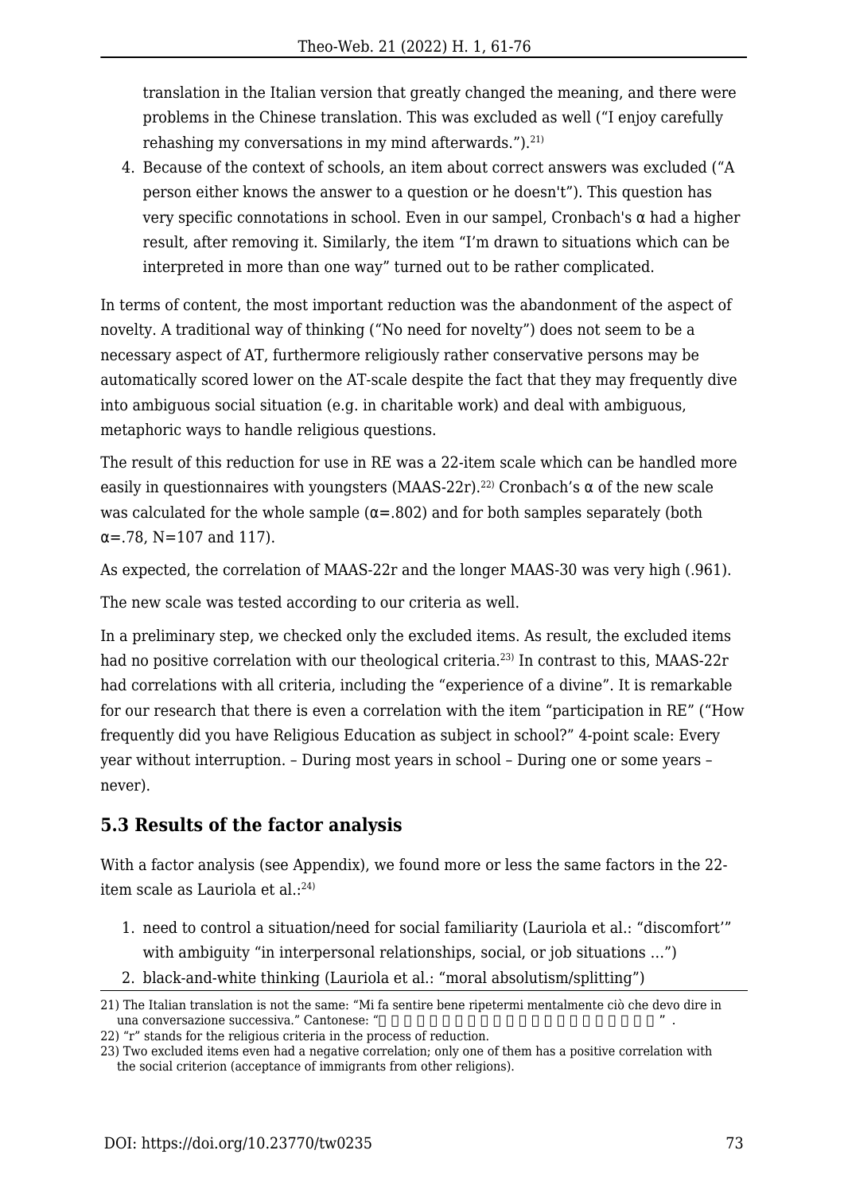translation in the Italian version that greatly changed the meaning, and there were problems in the Chinese translation. This was excluded as well ("I enjoy carefully rehashing my conversations in my mind afterwards.").[21]

4. Because of the context of schools, an item about correct answers was excluded ("A person either knows the answer to a question or he doesn't"). This question has very specific connotations in school. Even in our sampel, Cronbach's α had a higher result, after removing it. Similarly, the item "I'm drawn to situations which can be interpreted in more than one way" turned out to be rather complicated.

In terms of content, the most important reduction was the abandonment of the aspect of novelty. A traditional way of thinking ("No need for novelty") does not seem to be a necessary aspect of AT, furthermore religiously rather conservative persons may be automatically scored lower on the AT-scale despite the fact that they may frequently dive into ambiguous social situation (e.g. in charitable work) and deal with ambiguous, metaphoric ways to handle religious questions.

The result of this reduction for use in RE was a 22-item scale which can be handled more easily in questionnaires with youngsters (MAAS-22r).[22] Cronbach's α of the new scale was calculated for the whole sample ($\alpha$=.802) and for both samples separately (both $\alpha$=.78, N=107 and 117).

As expected, the correlation of MAAS-22r and the longer MAAS-30 was very high (.961).

The new scale was tested according to our criteria as well.

In a preliminary step, we checked only the excluded items. As result, the excluded items had no positive correlation with our theological criteria.[23] In contrast to this, MAAS-22r had correlations with all criteria, including the "experience of a divine". It is remarkable for our research that there is even a correlation with the item "participation in RE" ("How frequently did you have Religious Education as subject in school?" 4-point scale: Every year without interruption. – During most years in school – During one or some years – never).

## 5.3 Results of the factor analysis

With a factor analysis (see Appendix), we found more or less the same factors in the 22-item scale as Lauriola et al.:[24]

1. need to control a situation/need for social familiarity (Lauriola et al.: "discomfort'" with ambiguity "in interpersonal relationships, social, or job situations …")
2. black-and-white thinking (Lauriola et al.: "moral absolutism/splitting")

---

21) The Italian translation is not the same: "Mi fa sentire bene ripetermi mentalmente ciò che devo dire in una conversazione successiva." Cantonese: "                          ".

22) "r" stands for the religious criteria in the process of reduction.

23) Two excluded items even had a negative correlation; only one of them has a positive correlation with the social criterion (acceptance of immigrants from other religions).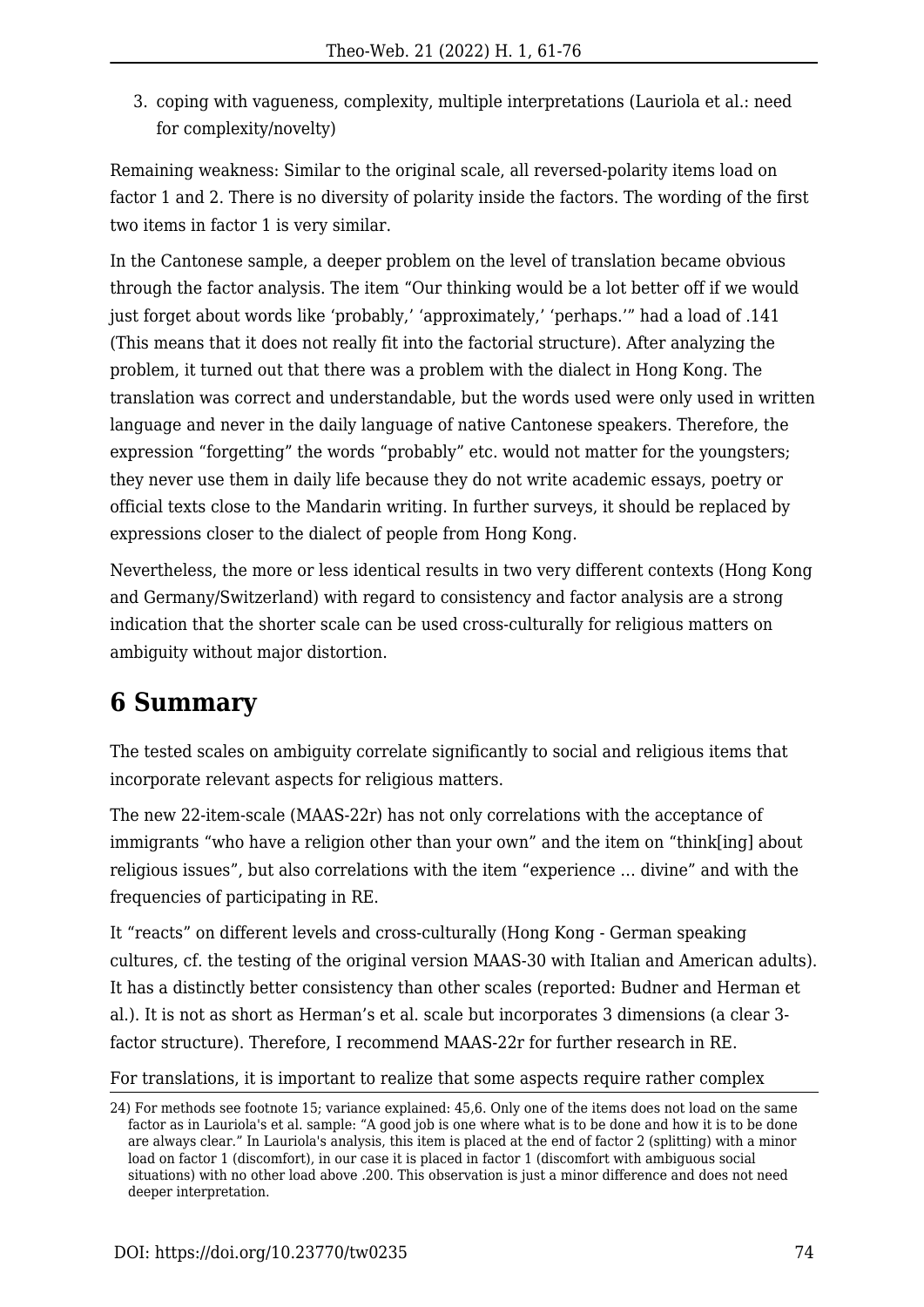3. coping with vagueness, complexity, multiple interpretations (Lauriola et al.: need for complexity/novelty)

Remaining weakness: Similar to the original scale, all reversed-polarity items load on factor 1 and 2. There is no diversity of polarity inside the factors. The wording of the first two items in factor 1 is very similar.

In the Cantonese sample, a deeper problem on the level of translation became obvious through the factor analysis. The item "Our thinking would be a lot better off if we would just forget about words like 'probably,' 'approximately,' 'perhaps.'" had a load of .141 (This means that it does not really fit into the factorial structure). After analyzing the problem, it turned out that there was a problem with the dialect in Hong Kong. The translation was correct and understandable, but the words used were only used in written language and never in the daily language of native Cantonese speakers. Therefore, the expression "forgetting" the words "probably" etc. would not matter for the youngsters; they never use them in daily life because they do not write academic essays, poetry or official texts close to the Mandarin writing. In further surveys, it should be replaced by expressions closer to the dialect of people from Hong Kong.

Nevertheless, the more or less identical results in two very different contexts (Hong Kong and Germany/Switzerland) with regard to consistency and factor analysis are a strong indication that the shorter scale can be used cross-culturally for religious matters on ambiguity without major distortion.

## 6 Summary

The tested scales on ambiguity correlate significantly to social and religious items that incorporate relevant aspects for religious matters.

The new 22-item-scale (MAAS-22r) has not only correlations with the acceptance of immigrants "who have a religion other than your own" and the item on "think[ing] about religious issues", but also correlations with the item "experience … divine" and with the frequencies of participating in RE.

It "reacts" on different levels and cross-culturally (Hong Kong - German speaking cultures, cf. the testing of the original version MAAS-30 with Italian and American adults). It has a distinctly better consistency than other scales (reported: Budner and Herman et al.). It is not as short as Herman's et al. scale but incorporates 3 dimensions (a clear 3-factor structure). Therefore, I recommend MAAS-22r for further research in RE.

For translations, it is important to realize that some aspects require rather complex

24) For methods see footnote 15; variance explained: 45,6. Only one of the items does not load on the same factor as in Lauriola's et al. sample: "A good job is one where what is to be done and how it is to be done are always clear." In Lauriola's analysis, this item is placed at the end of factor 2 (splitting) with a minor load on factor 1 (discomfort), in our case it is placed in factor 1 (discomfort with ambiguous social situations) with no other load above .200. This observation is just a minor difference and does not need deeper interpretation.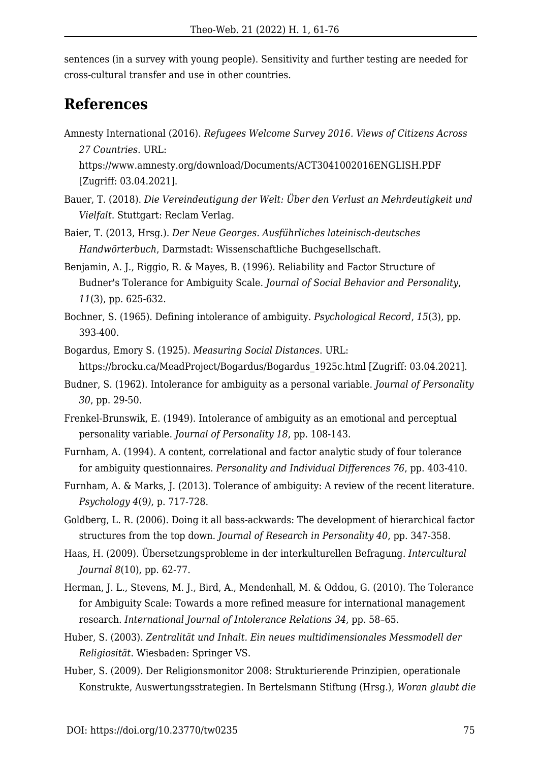sentences (in a survey with young people). Sensitivity and further testing are needed for cross-cultural transfer and use in other countries.

## References

Amnesty International (2016). *Refugees Welcome Survey 2016. Views of Citizens Across 27 Countries*. URL: https://www.amnesty.org/download/Documents/ACT3041002016ENGLISH.PDF [Zugriff: 03.04.2021].

Bauer, T. (2018). *Die Vereindeutigung der Welt: Über den Verlust an Mehrdeutigkeit und Vielfalt*. Stuttgart: Reclam Verlag.

Baier, T. (2013, Hrsg.). *Der Neue Georges. Ausführliches lateinisch-deutsches Handwörterbuch*, Darmstadt: Wissenschaftliche Buchgesellschaft.

Benjamin, A. J., Riggio, R. & Mayes, B. (1996). Reliability and Factor Structure of Budner's Tolerance for Ambiguity Scale. *Journal of Social Behavior and Personality*, *11*(3), pp. 625-632.

Bochner, S. (1965). Defining intolerance of ambiguity. *Psychological Record*, *15*(3), pp. 393-400.

Bogardus, Emory S. (1925). *Measuring Social Distances*. URL: https://brocku.ca/MeadProject/Bogardus/Bogardus_1925c.html [Zugriff: 03.04.2021].

Budner, S. (1962). Intolerance for ambiguity as a personal variable. *Journal of Personality 30*, pp. 29-50.

Frenkel-Brunswik, E. (1949). Intolerance of ambiguity as an emotional and perceptual personality variable. *Journal of Personality 18*, pp. 108-143.

Furnham, A. (1994). A content, correlational and factor analytic study of four tolerance for ambiguity questionnaires. *Personality and Individual Differences 76*, pp. 403-410.

Furnham, A. & Marks, J. (2013). Tolerance of ambiguity: A review of the recent literature. *Psychology 4*(9), p. 717-728.

Goldberg, L. R. (2006). Doing it all bass-ackwards: The development of hierarchical factor structures from the top down. *Journal of Research in Personality 40*, pp. 347-358.

Haas, H. (2009). Übersetzungsprobleme in der interkulturellen Befragung. *Intercultural Journal 8*(10), pp. 62-77.

Herman, J. L., Stevens, M. J., Bird, A., Mendenhall, M. & Oddou, G. (2010). The Tolerance for Ambiguity Scale: Towards a more refined measure for international management research. *International Journal of Intolerance Relations 34*, pp. 58–65.

Huber, S. (2003). *Zentralität und Inhalt. Ein neues multidimensionales Messmodell der Religiosität*. Wiesbaden: Springer VS.

Huber, S. (2009). Der Religionsmonitor 2008: Strukturierende Prinzipien, operationale Konstrukte, Auswertungsstrategien. In Bertelsmann Stiftung (Hrsg.), *Woran glaubt die*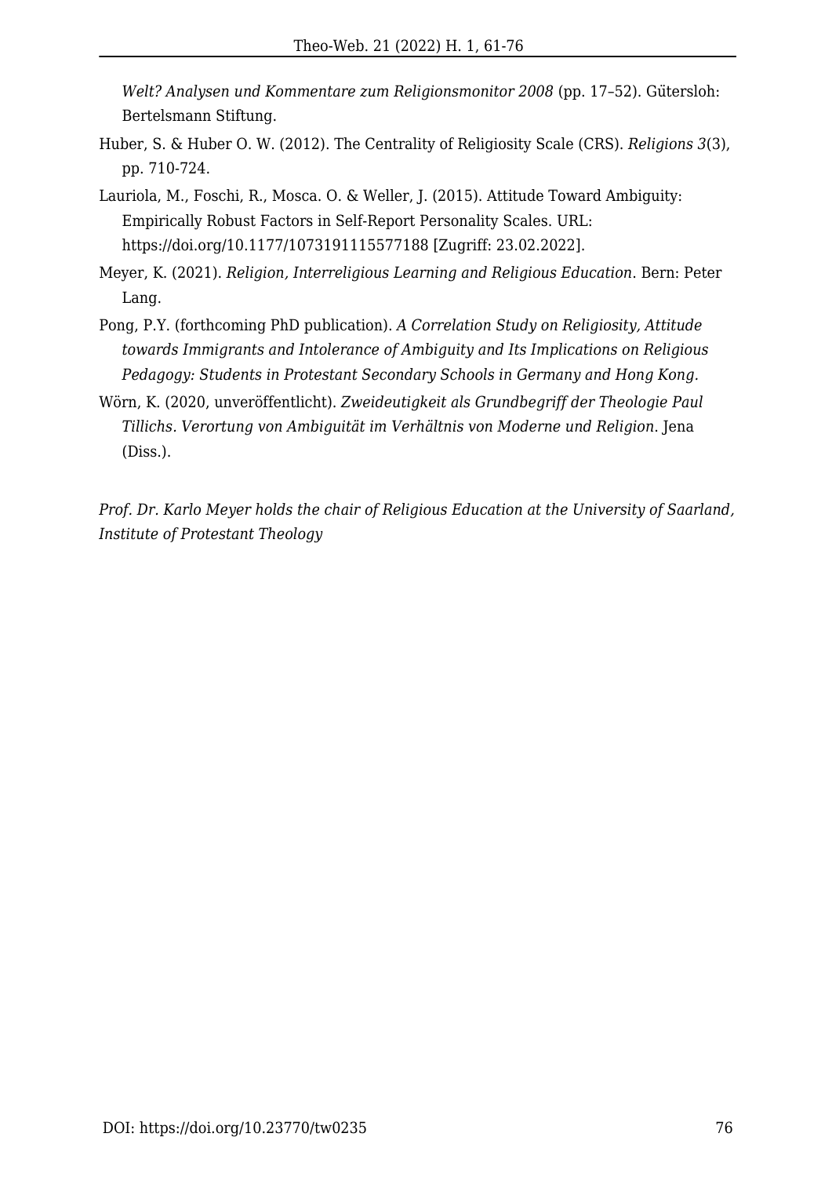*Welt? Analysen und Kommentare zum Religionsmonitor 2008* (pp. 17–52). Gütersloh: Bertelsmann Stiftung.

Huber, S. & Huber O. W. (2012). The Centrality of Religiosity Scale (CRS). *Religions 3*(3), pp. 710-724.

Lauriola, M., Foschi, R., Mosca. O. & Weller, J. (2015). Attitude Toward Ambiguity: Empirically Robust Factors in Self-Report Personality Scales. URL: https://doi.org/10.1177/1073191115577188 [Zugriff: 23.02.2022].

Meyer, K. (2021). *Religion, Interreligious Learning and Religious Education*. Bern: Peter Lang.

Pong, P.Y. (forthcoming PhD publication). *A Correlation Study on Religiosity, Attitude towards Immigrants and Intolerance of Ambiguity and Its Implications on Religious Pedagogy: Students in Protestant Secondary Schools in Germany and Hong Kong.*

Wörn, K. (2020, unveröffentlicht). *Zweideutigkeit als Grundbegriff der Theologie Paul Tillichs. Verortung von Ambiguität im Verhältnis von Moderne und Religion*. Jena (Diss.).

*Prof. Dr. Karlo Meyer holds the chair of Religious Education at the University of Saarland, Institute of Protestant Theology*